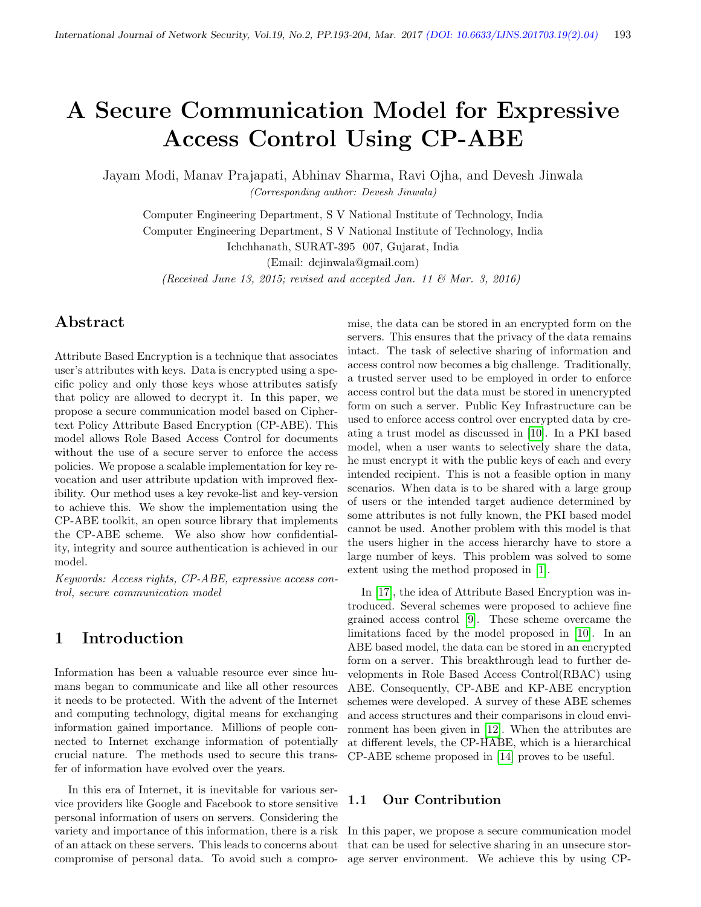# A Secure Communication Model for Expressive Access Control Using CP-ABE

Jayam Modi, Manav Prajapati, Abhinav Sharma, Ravi Ojha, and Devesh Jinwala

*(Corresponding author: Devesh Jinwala)*

Computer Engineering Department, S V National Institute of Technology, India

Computer Engineering Department, S V National Institute of Technology, India

Ichchhanath, SURAT-395 007, Gujarat, India

(Email: dcjinwala@gmail.com)

*(Received June 13, 2015; revised and accepted Jan. 11 & Mar. 3, 2016)*

## Abstract

Attribute Based Encryption is a technique that associates user's attributes with keys. Data is encrypted using a specific policy and only those keys whose attributes satisfy that policy are allowed to decrypt it. In this paper, we propose a secure communication model based on Ciphertext Policy Attribute Based Encryption (CP-ABE). This model allows Role Based Access Control for documents without the use of a secure server to enforce the access policies. We propose a scalable implementation for key revocation and user attribute updation with improved flexibility. Our method uses a key revoke-list and key-version to achieve this. We show the implementation using the CP-ABE toolkit, an open source library that implements the CP-ABE scheme. We also show how confidentiality, integrity and source authentication is achieved in our model.

*Keywords: Access rights, CP-ABE, expressive access control, secure communication model*

## 1 Introduction

Information has been a valuable resource ever since humans began to communicate and like all other resources it needs to be protected. With the advent of the Internet and computing technology, digital means for exchanging information gained importance. Millions of people connected to Internet exchange information of potentially crucial nature. The methods used to secure this transfer of information have evolved over the years.

In this era of Internet, it is inevitable for various service providers like Google and Facebook to store sensitive personal information of users on servers. Considering the variety and importance of this information, there is a risk of an attack on these servers. This leads to concerns about compromise of personal data. To avoid such a compromise, the data can be stored in an encrypted form on the servers. This ensures that the privacy of the data remains intact. The task of selective sharing of information and access control now becomes a big challenge. Traditionally, a trusted server used to be employed in order to enforce access control but the data must be stored in unencrypted form on such a server. Public Key Infrastructure can be used to enforce access control over encrypted data by creating a trust model as discussed in [10]. In a PKI based model, when a user wants to selectively share the data, he must encrypt it with the public keys of each and every intended recipient. This is not a feasible option in many scenarios. When data is to be shared with a large group of users or the intended target audience determined by some attributes is not fully known, the PKI based model cannot be used. Another problem with this model is that the users higher in the access hierarchy have to store a large number of keys. This problem was solved to some extent using the method proposed in [1].

In [17], the idea of Attribute Based Encryption was introduced. Several schemes were proposed to achieve fine grained access control [9]. These scheme overcame the limitations faced by the model proposed in [10]. In an ABE based model, the data can be stored in an encrypted form on a server. This breakthrough lead to further developments in Role Based Access Control(RBAC) using ABE. Consequently, CP-ABE and KP-ABE encryption schemes were developed. A survey of these ABE schemes and access structures and their comparisons in cloud environment has been given in [12]. When the attributes are at different levels, the CP-HABE, which is a hierarchical CP-ABE scheme proposed in [14] proves to be useful.

### 1.1 Our Contribution

In this paper, we propose a secure communication model that can be used for selective sharing in an unsecure storage server environment. We achieve this by using CP-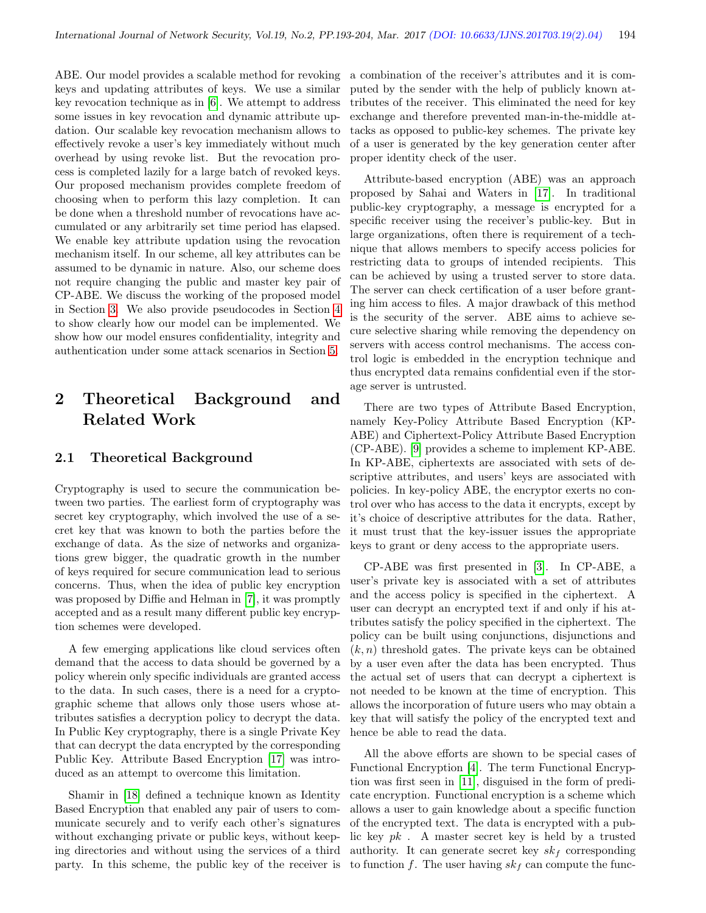ABE. Our model provides a scalable method for revoking keys and updating attributes of keys. We use a similar key revocation technique as in [6]. We attempt to address some issues in key revocation and dynamic attribute updation. Our scalable key revocation mechanism allows to effectively revoke a user's key immediately without much overhead by using revoke list. But the revocation process is completed lazily for a large batch of revoked keys. Our proposed mechanism provides complete freedom of choosing when to perform this lazy completion. It can be done when a threshold number of revocations have accumulated or any arbitrarily set time period has elapsed. We enable key attribute updation using the revocation mechanism itself. In our scheme, all key attributes can be assumed to be dynamic in nature. Also, our scheme does not require changing the public and master key pair of CP-ABE. We discuss the working of the proposed model in Section 3. We also provide pseudocodes in Section 4 to show clearly how our model can be implemented. We show how our model ensures confidentiality, integrity and authentication under some attack scenarios in Section 5.

## 2 Theoretical Background and Related Work

### 2.1 Theoretical Background

Cryptography is used to secure the communication between two parties. The earliest form of cryptography was secret key cryptography, which involved the use of a secret key that was known to both the parties before the exchange of data. As the size of networks and organizations grew bigger, the quadratic growth in the number of keys required for secure communication lead to serious concerns. Thus, when the idea of public key encryption was proposed by Diffie and Helman in [7], it was promptly accepted and as a result many different public key encryption schemes were developed.

A few emerging applications like cloud services often demand that the access to data should be governed by a policy wherein only specific individuals are granted access to the data. In such cases, there is a need for a cryptographic scheme that allows only those users whose attributes satisfies a decryption policy to decrypt the data. In Public Key cryptography, there is a single Private Key that can decrypt the data encrypted by the corresponding Public Key. Attribute Based Encryption [17] was introduced as an attempt to overcome this limitation.

Shamir in [18] defined a technique known as Identity Based Encryption that enabled any pair of users to communicate securely and to verify each other's signatures without exchanging private or public keys, without keeping directories and without using the services of a third party. In this scheme, the public key of the receiver is a combination of the receiver's attributes and it is computed by the sender with the help of publicly known attributes of the receiver. This eliminated the need for key exchange and therefore prevented man-in-the-middle attacks as opposed to public-key schemes. The private key of a user is generated by the key generation center after proper identity check of the user.

Attribute-based encryption (ABE) was an approach proposed by Sahai and Waters in [17]. In traditional public-key cryptography, a message is encrypted for a specific receiver using the receiver's public-key. But in large organizations, often there is requirement of a technique that allows members to specify access policies for restricting data to groups of intended recipients. This can be achieved by using a trusted server to store data. The server can check certification of a user before granting him access to files. A major drawback of this method is the security of the server. ABE aims to achieve secure selective sharing while removing the dependency on servers with access control mechanisms. The access control logic is embedded in the encryption technique and thus encrypted data remains confidential even if the storage server is untrusted.

There are two types of Attribute Based Encryption, namely Key-Policy Attribute Based Encryption (KP-ABE) and Ciphertext-Policy Attribute Based Encryption (CP-ABE). [9] provides a scheme to implement KP-ABE. In KP-ABE, ciphertexts are associated with sets of descriptive attributes, and users' keys are associated with policies. In key-policy ABE, the encryptor exerts no control over who has access to the data it encrypts, except by it's choice of descriptive attributes for the data. Rather, it must trust that the key-issuer issues the appropriate keys to grant or deny access to the appropriate users.

CP-ABE was first presented in [3]. In CP-ABE, a user's private key is associated with a set of attributes and the access policy is specified in the ciphertext. A user can decrypt an encrypted text if and only if his attributes satisfy the policy specified in the ciphertext. The policy can be built using conjunctions, disjunctions and $(k, n)$ threshold gates. The private keys can be obtained by a user even after the data has been encrypted. Thus the actual set of users that can decrypt a ciphertext is not needed to be known at the time of encryption. This allows the incorporation of future users who may obtain a key that will satisfy the policy of the encrypted text and hence be able to read the data.

All the above efforts are shown to be special cases of Functional Encryption [4]. The term Functional Encryption was first seen in [11], disguised in the form of predicate encryption. Functional encryption is a scheme which allows a user to gain knowledge about a specific function of the encrypted text. The data is encrypted with a public key $pk$ . A master secret key is held by a trusted authority. It can generate secret key $sk_f$ corresponding to function $f$. The user having $sk_f$ can compute the func-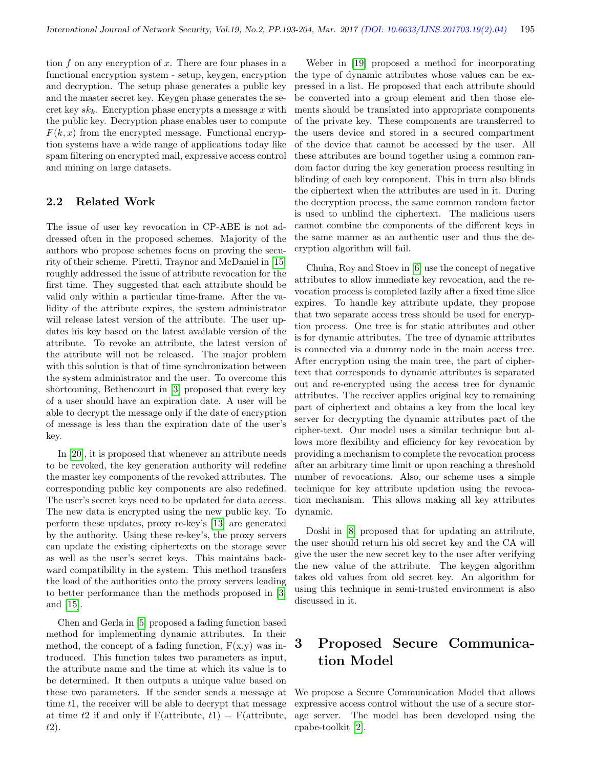tion $f$ on any encryption of $x$. There are four phases in a functional encryption system - setup, keygen, encryption and decryption. The setup phase generates a public key and the master secret key. Keygen phase generates the secret key $sk_k$. Encryption phase encrypts a message $x$ with the public key. Decryption phase enables user to compute $F(k, x)$ from the encrypted message. Functional encryption systems have a wide range of applications today like spam filtering on encrypted mail, expressive access control and mining on large datasets.

### 2.2 Related Work

The issue of user key revocation in CP-ABE is not addressed often in the proposed schemes. Majority of the authors who propose schemes focus on proving the security of their scheme. Piretti, Traynor and McDaniel in [15] roughly addressed the issue of attribute revocation for the first time. They suggested that each attribute should be valid only within a particular time-frame. After the validity of the attribute expires, the system administrator will release latest version of the attribute. The user updates his key based on the latest available version of the attribute. To revoke an attribute, the latest version of the attribute will not be released. The major problem with this solution is that of time synchronization between the system administrator and the user. To overcome this shortcoming, Bethencourt in [3] proposed that every key of a user should have an expiration date. A user will be able to decrypt the message only if the date of encryption of message is less than the expiration date of the user's key.

In [20], it is proposed that whenever an attribute needs to be revoked, the key generation authority will redefine the master key components of the revoked attributes. The corresponding public key components are also redefined. The user's secret keys need to be updated for data access. The new data is encrypted using the new public key. To perform these updates, proxy re-key's [13] are generated by the authority. Using these re-key's, the proxy servers can update the existing ciphertexts on the storage sever as well as the user's secret keys. This maintains backward compatibility in the system. This method transfers the load of the authorities onto the proxy servers leading to better performance than the methods proposed in [3] and [15].

Chen and Gerla in [5] proposed a fading function based method for implementing dynamic attributes. In their method, the concept of a fading function, F(x,y) was introduced. This function takes two parameters as input, the attribute name and the time at which its value is to be determined. It then outputs a unique value based on these two parameters. If the sender sends a message at time $t1$, the receiver will be able to decrypt that message at time $t2$ if and only if F(attribute, $t1$) = F(attribute, $t2$).

Weber in [19] proposed a method for incorporating the type of dynamic attributes whose values can be expressed in a list. He proposed that each attribute should be converted into a group element and then those elements should be translated into appropriate components of the private key. These components are transferred to the users device and stored in a secured compartment of the device that cannot be accessed by the user. All these attributes are bound together using a common random factor during the key generation process resulting in blinding of each key component. This in turn also blinds the ciphertext when the attributes are used in it. During the decryption process, the same common random factor is used to unblind the ciphertext. The malicious users cannot combine the components of the different keys in the same manner as an authentic user and thus the decryption algorithm will fail.

Chuha, Roy and Stoev in [6] use the concept of negative attributes to allow immediate key revocation, and the revocation process is completed lazily after a fixed time slice expires. To handle key attribute update, they propose that two separate access tress should be used for encryption process. One tree is for static attributes and other is for dynamic attributes. The tree of dynamic attributes is connected via a dummy node in the main access tree. After encryption using the main tree, the part of ciphertext that corresponds to dynamic attributes is separated out and re-encrypted using the access tree for dynamic attributes. The receiver applies original key to remaining part of ciphertext and obtains a key from the local key server for decrypting the dynamic attributes part of the cipher-text. Our model uses a similar technique but allows more flexibility and efficiency for key revocation by providing a mechanism to complete the revocation process after an arbitrary time limit or upon reaching a threshold number of revocations. Also, our scheme uses a simple technique for key attribute updation using the revocation mechanism. This allows making all key attributes dynamic.

Doshi in [8] proposed that for updating an attribute, the user should return his old secret key and the CA will give the user the new secret key to the user after verifying the new value of the attribute. The keygen algorithm takes old values from old secret key. An algorithm for using this technique in semi-trusted environment is also discussed in it.

# 3 Proposed Secure Communication Model

We propose a Secure Communication Model that allows expressive access control without the use of a secure storage server. The model has been developed using the cpabe-toolkit [2].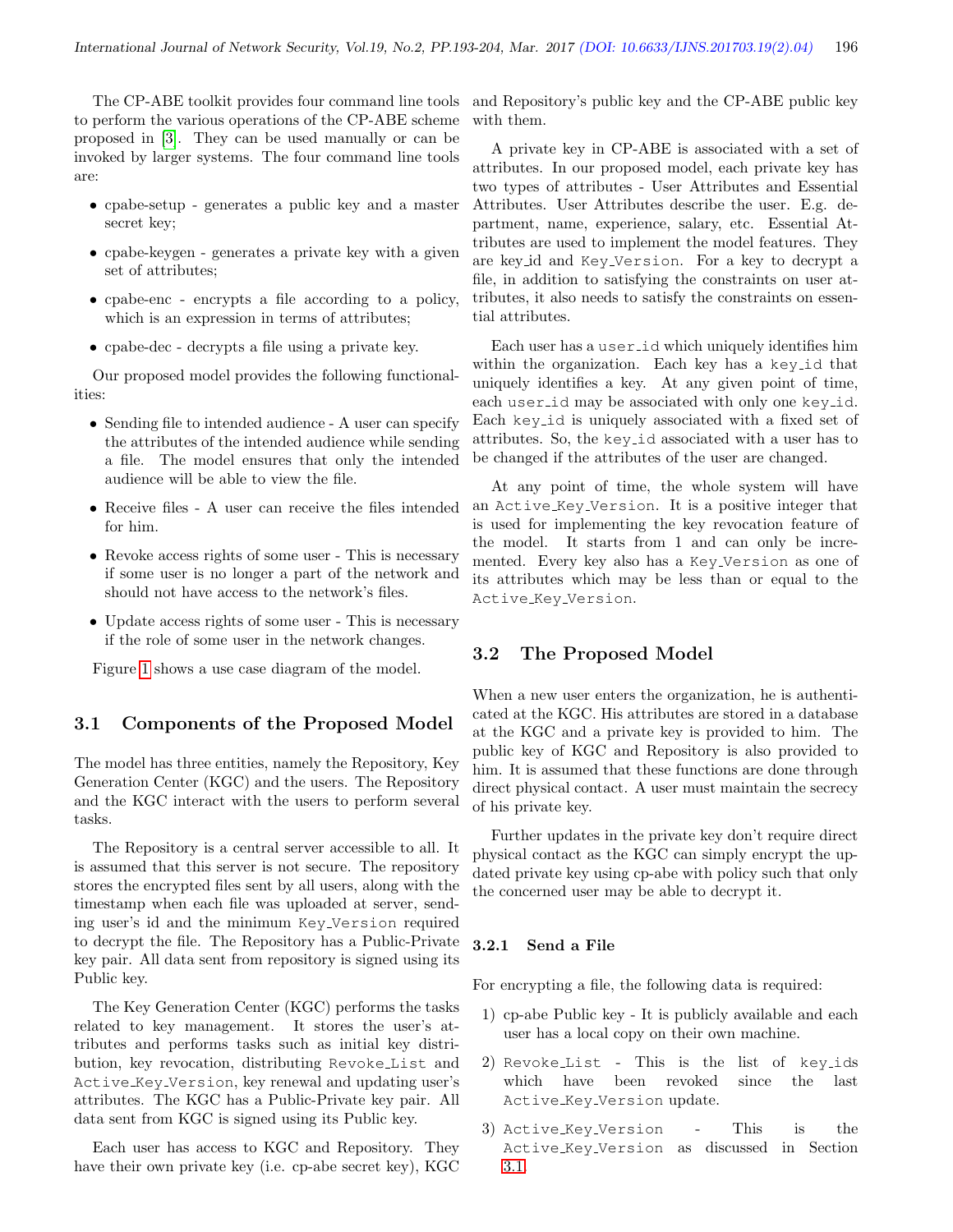The CP-ABE toolkit provides four command line tools to perform the various operations of the CP-ABE scheme proposed in [3]. They can be used manually or can be invoked by larger systems. The four command line tools are:

- cpabe-setup - generates a public key and a master secret key;
- cpabe-keygen - generates a private key with a given set of attributes;
- cpabe-enc - encrypts a file according to a policy, which is an expression in terms of attributes;
- cpabe-dec - decrypts a file using a private key.

Our proposed model provides the following functionalities:

- Sending file to intended audience - A user can specify the attributes of the intended audience while sending a file. The model ensures that only the intended audience will be able to view the file.
- Receive files - A user can receive the files intended for him.
- Revoke access rights of some user - This is necessary if some user is no longer a part of the network and should not have access to the network's files.
- Update access rights of some user - This is necessary if the role of some user in the network changes.

Figure 1 shows a use case diagram of the model.

## 3.1 Components of the Proposed Model

The model has three entities, namely the Repository, Key Generation Center (KGC) and the users. The Repository and the KGC interact with the users to perform several tasks.

The Repository is a central server accessible to all. It is assumed that this server is not secure. The repository stores the encrypted files sent by all users, along with the timestamp when each file was uploaded at server, sending user's id and the minimum Key_Version required to decrypt the file. The Repository has a Public-Private key pair. All data sent from repository is signed using its Public key.

The Key Generation Center (KGC) performs the tasks related to key management. It stores the user's attributes and performs tasks such as initial key distribution, key revocation, distributing Revoke_List and Active_Key_Version, key renewal and updating user's attributes. The KGC has a Public-Private key pair. All data sent from KGC is signed using its Public key.

Each user has access to KGC and Repository. They have their own private key (i.e. cp-abe secret key), KGC and Repository's public key and the CP-ABE public key with them.

A private key in CP-ABE is associated with a set of attributes. In our proposed model, each private key has two types of attributes - User Attributes and Essential Attributes. User Attributes describe the user. E.g. department, name, experience, salary, etc. Essential Attributes are used to implement the model features. They are key_id and Key_Version. For a key to decrypt a file, in addition to satisfying the constraints on user attributes, it also needs to satisfy the constraints on essential attributes.

Each user has a user_id which uniquely identifies him within the organization. Each key has a key_id that uniquely identifies a key. At any given point of time, each user_id may be associated with only one key_id. Each key_id is uniquely associated with a fixed set of attributes. So, the key_id associated with a user has to be changed if the attributes of the user are changed.

At any point of time, the whole system will have an Active_Key_Version. It is a positive integer that is used for implementing the key revocation feature of the model. It starts from 1 and can only be incremented. Every key also has a Key_Version as one of its attributes which may be less than or equal to the Active_Key_Version.

## 3.2 The Proposed Model

When a new user enters the organization, he is authenticated at the KGC. His attributes are stored in a database at the KGC and a private key is provided to him. The public key of KGC and Repository is also provided to him. It is assumed that these functions are done through direct physical contact. A user must maintain the secrecy of his private key.

Further updates in the private key don't require direct physical contact as the KGC can simply encrypt the updated private key using cp-abe with policy such that only the concerned user may be able to decrypt it.

### 3.2.1 Send a File

For encrypting a file, the following data is required:

1) cp-abe Public key - It is publicly available and each user has a local copy on their own machine.
2) Revoke_List - This is the list of key_ids which have been revoked since the last Active_Key_Version update.
3) Active_Key_Version - This is the Active_Key_Version as discussed in Section 3.1.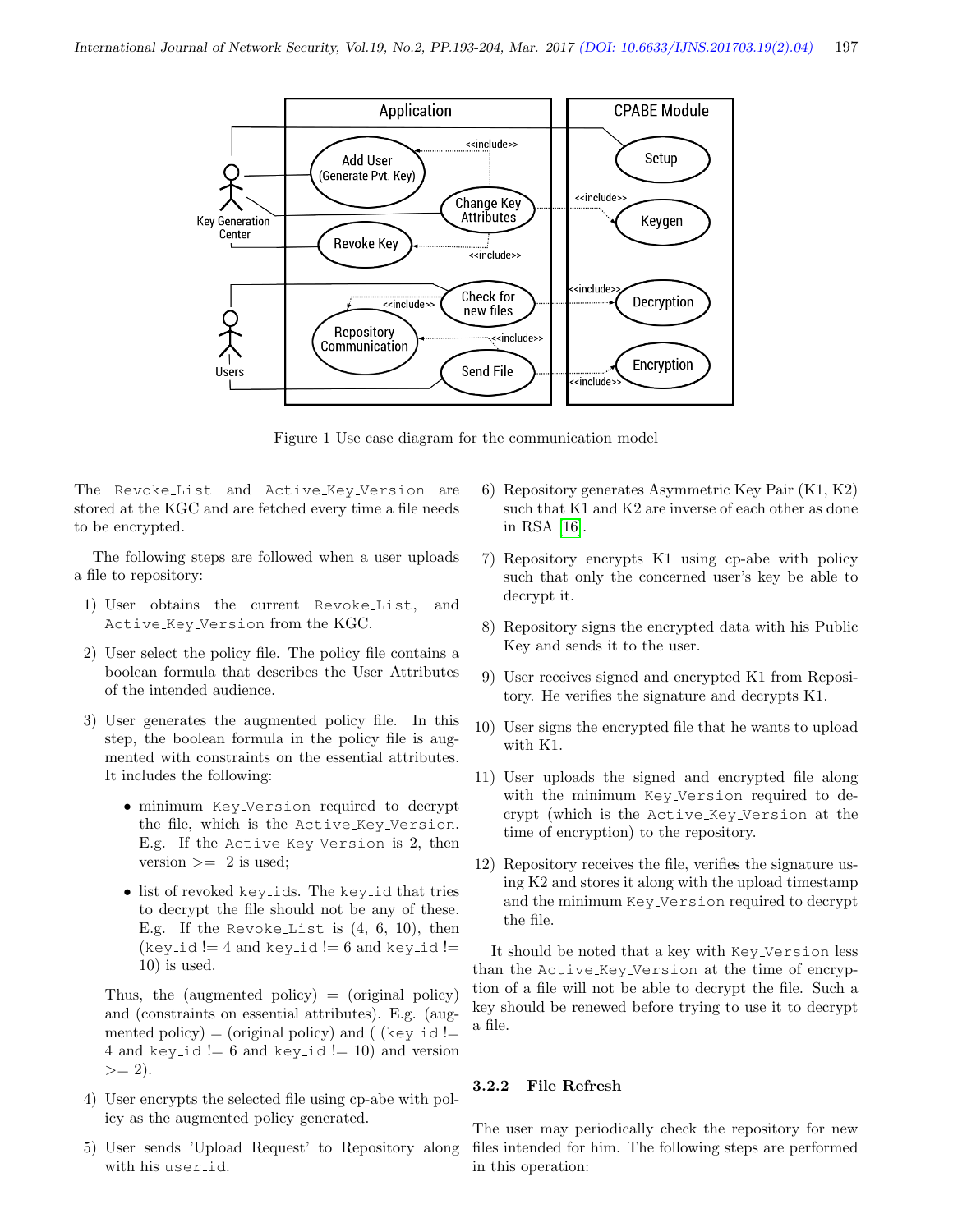Figure 1 Use case diagram for the communication model

The Revoke_List and Active_Key_Version are stored at the KGC and are fetched every time a file needs to be encrypted.

The following steps are followed when a user uploads a file to repository:

1) User obtains the current Revoke_List, and Active_Key_Version from the KGC.

2) User select the policy file. The policy file contains a boolean formula that describes the User Attributes of the intended audience.

3) User generates the augmented policy file. In this step, the boolean formula in the policy file is augmented with constraints on the essential attributes. It includes the following:

   - minimum Key_Version required to decrypt the file, which is the Active_Key_Version. E.g. If the Active_Key_Version is 2, then version >= 2 is used;

   - list of revoked key_ids. The key_id that tries to decrypt the file should not be any of these. E.g. If the Revoke_List is (4, 6, 10), then (key_id != 4 and key_id != 6 and key_id != 10) is used.

   Thus, the (augmented policy) = (original policy) and (constraints on essential attributes). E.g. (augmented policy) = (original policy) and ( (key_id != 4 and key_id != 6 and key_id != 10) and version >= 2).

4) User encrypts the selected file using cp-abe with policy as the augmented policy generated.

5) User sends 'Upload Request' to Repository along with his user_id.

6) Repository generates Asymmetric Key Pair (K1, K2) such that K1 and K2 are inverse of each other as done in RSA [16].

7) Repository encrypts K1 using cp-abe with policy such that only the concerned user's key be able to decrypt it.

8) Repository signs the encrypted data with his Public Key and sends it to the user.

9) User receives signed and encrypted K1 from Repository. He verifies the signature and decrypts K1.

10) User signs the encrypted file that he wants to upload with K1.

11) User uploads the signed and encrypted file along with the minimum Key_Version required to decrypt (which is the Active_Key_Version at the time of encryption) to the repository.

12) Repository receives the file, verifies the signature using K2 and stores it along with the upload timestamp and the minimum Key_Version required to decrypt the file.

It should be noted that a key with Key_Version less than the Active_Key_Version at the time of encryption of a file will not be able to decrypt the file. Such a key should be renewed before trying to use it to decrypt a file.

### 3.2.2 File Refresh

The user may periodically check the repository for new files intended for him. The following steps are performed in this operation: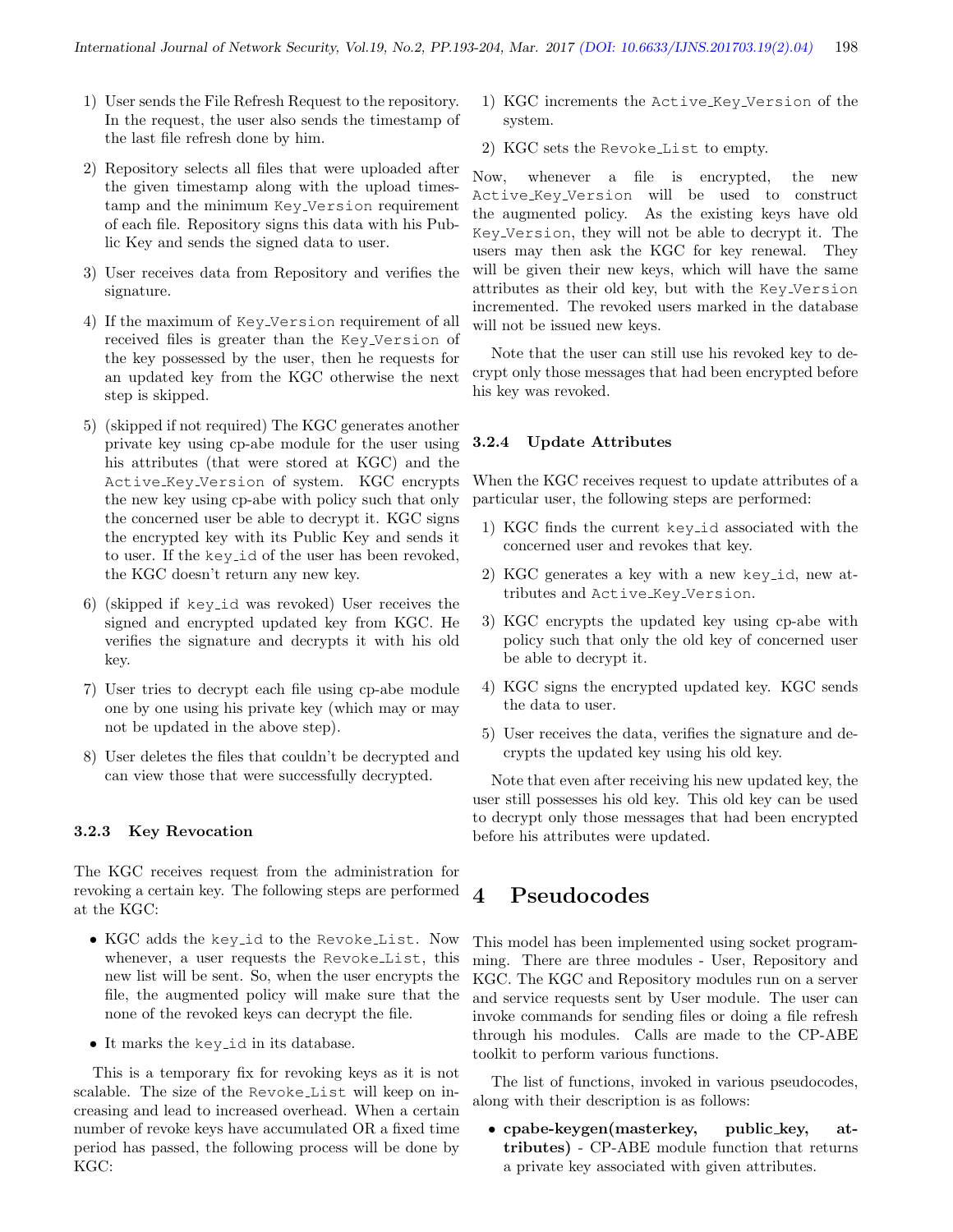1) User sends the File Refresh Request to the repository. In the request, the user also sends the timestamp of the last file refresh done by him.

2) Repository selects all files that were uploaded after the given timestamp along with the upload timestamp and the minimum Key_Version requirement of each file. Repository signs this data with his Public Key and sends the signed data to user.

3) User receives data from Repository and verifies the signature.

4) If the maximum of Key_Version requirement of all received files is greater than the Key_Version of the key possessed by the user, then he requests for an updated key from the KGC otherwise the next step is skipped.

5) (skipped if not required) The KGC generates another private key using cp-abe module for the user using his attributes (that were stored at KGC) and the Active_Key_Version of system. KGC encrypts the new key using cp-abe with policy such that only the concerned user be able to decrypt it. KGC signs the encrypted key with its Public Key and sends it to user. If the key_id of the user has been revoked, the KGC doesn't return any new key.

6) (skipped if key_id was revoked) User receives the signed and encrypted updated key from KGC. He verifies the signature and decrypts it with his old key.

7) User tries to decrypt each file using cp-abe module one by one using his private key (which may or may not be updated in the above step).

8) User deletes the files that couldn't be decrypted and can view those that were successfully decrypted.

#### 3.2.3 Key Revocation

The KGC receives request from the administration for revoking a certain key. The following steps are performed at the KGC:

- KGC adds the key_id to the Revoke_List. Now whenever, a user requests the Revoke_List, this new list will be sent. So, when the user encrypts the file, the augmented policy will make sure that the none of the revoked keys can decrypt the file.
- It marks the key_id in its database.

This is a temporary fix for revoking keys as it is not scalable. The size of the Revoke_List will keep on increasing and lead to increased overhead. When a certain number of revoke keys have accumulated OR a fixed time period has passed, the following process will be done by KGC:

1) KGC increments the Active_Key_Version of the system.

2) KGC sets the Revoke_List to empty.

Now, whenever a file is encrypted, the new Active_Key_Version will be used to construct the augmented policy. As the existing keys have old Key_Version, they will not be able to decrypt it. The users may then ask the KGC for key renewal. They will be given their new keys, which will have the same attributes as their old key, but with the Key_Version incremented. The revoked users marked in the database will not be issued new keys.

Note that the user can still use his revoked key to decrypt only those messages that had been encrypted before his key was revoked.

#### 3.2.4 Update Attributes

When the KGC receives request to update attributes of a particular user, the following steps are performed:

1) KGC finds the current key_id associated with the concerned user and revokes that key.

2) KGC generates a key with a new key_id, new attributes and Active_Key_Version.

3) KGC encrypts the updated key using cp-abe with policy such that only the old key of concerned user be able to decrypt it.

4) KGC signs the encrypted updated key. KGC sends the data to user.

5) User receives the data, verifies the signature and decrypts the updated key using his old key.

Note that even after receiving his new updated key, the user still possesses his old key. This old key can be used to decrypt only those messages that had been encrypted before his attributes were updated.

# 4 Pseudocodes

This model has been implemented using socket programming. There are three modules - User, Repository and KGC. The KGC and Repository modules run on a server and service requests sent by User module. The user can invoke commands for sending files or doing a file refresh through his modules. Calls are made to the CP-ABE toolkit to perform various functions.

The list of functions, invoked in various pseudocodes, along with their description is as follows:

- **cpabe-keygen(masterkey, public_key, attributes)** - CP-ABE module function that returns a private key associated with given attributes.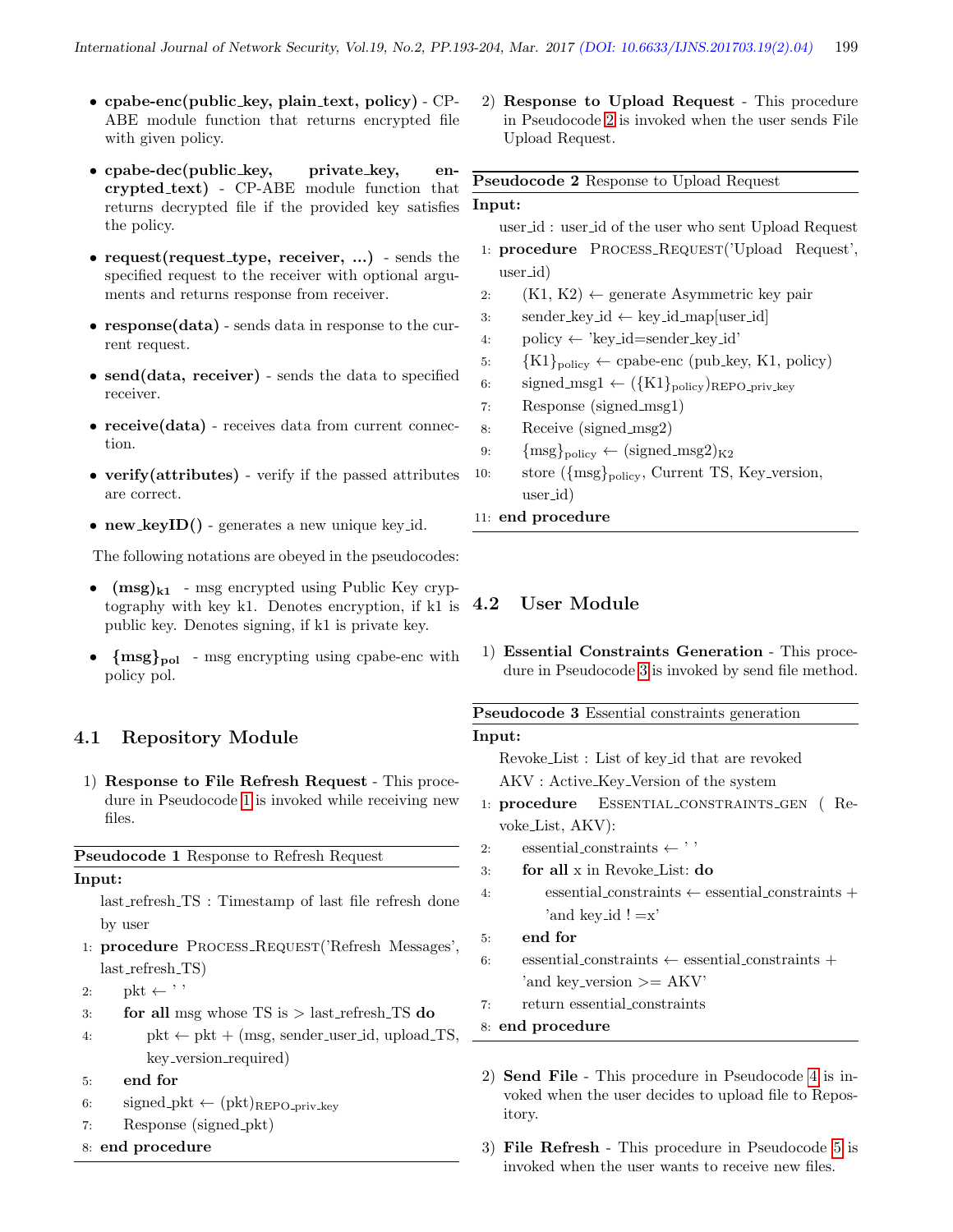- **cpabe-enc(public_key, plain_text, policy)** - CP-ABE module function that returns encrypted file with given policy.
- **cpabe-dec(public_key, private_key, encrypted_text)** - CP-ABE module function that returns decrypted file if the provided key satisfies the policy.
- **request(request_type, receiver, ...)** - sends the specified request to the receiver with optional arguments and returns response from receiver.
- **response(data)** - sends data in response to the current request.
- **send(data, receiver)** - sends the data to specified receiver.
- **receive(data)** - receives data from current connection.
- **verify(attributes)** - verify if the passed attributes are correct.
- **new_keyID()** - generates a new unique key_id.

The following notations are obeyed in the pseudocodes:

- $(\mathbf{msg})_{\mathbf{k1}}$ - msg encrypted using Public Key cryptography with key k1. Denotes encryption, if k1 is public key. Denotes signing, if k1 is private key.
- $\{\mathbf{msg}\}_{\mathbf{pol}}$ - msg encrypting using cpabe-enc with policy pol.

## 4.1 Repository Module

1) **Response to File Refresh Request** - This procedure in Pseudocode 1 is invoked while receiving new files.

**Pseudocode 1** Response to Refresh Request

**Input:**

last_refresh_TS : Timestamp of last file refresh done by user

```
1: procedure PROCESS_REQUEST('Refresh Messages', last_refresh_TS)
2:     pkt ← ' '
3:     for all msg whose TS is > last_refresh_TS do
4:         pkt ← pkt + (msg, sender_user_id, upload_TS, key_version_required)
5:     end for
6:     signed_pkt ← (pkt)_REPO_priv_key
7:     Response (signed_pkt)
8: end procedure
```

2) **Response to Upload Request** - This procedure in Pseudocode 2 is invoked when the user sends File Upload Request.

**Pseudocode 2** Response to Upload Request

**Input:**

user_id : user_id of the user who sent Upload Request

```
1: procedure PROCESS_REQUEST('Upload Request', user_id)
2:     (K1, K2) ← generate Asymmetric key pair
3:     sender_key_id ← key_id_map[user_id]
4:     policy ← 'key_id=sender_key_id'
5:     {K1}_policy ← cpabe-enc (pub_key, K1, policy)
6:     signed_msg1 ← ({K1}_policy)_REPO_priv_key
7:     Response (signed_msg1)
8:     Receive (signed_msg2)
9:     {msg}_policy ← (signed_msg2)_K2
10:    store ({msg}_policy, Current TS, Key_version, user_id)
11: end procedure
```

## 4.2 User Module

1) **Essential Constraints Generation** - This procedure in Pseudocode 3 is invoked by send file method.

**Pseudocode 3** Essential constraints generation

**Input:**

Revoke_List : List of key_id that are revoked

AKV : Active_Key_Version of the system

```
1: procedure ESSENTIAL_CONSTRAINTS_GEN ( Revoke_List, AKV):
2:     essential_constraints ← ' '
3:     for all x in Revoke_List: do
4:         essential_constraints ← essential_constraints + 'and key_id ! =x'
5:     end for
6:     essential_constraints ← essential_constraints + 'and key_version >= AKV'
7:     return essential_constraints
8: end procedure
```

2) **Send File** - This procedure in Pseudocode 4 is invoked when the user decides to upload file to Repository.

3) **File Refresh** - This procedure in Pseudocode 5 is invoked when the user wants to receive new files.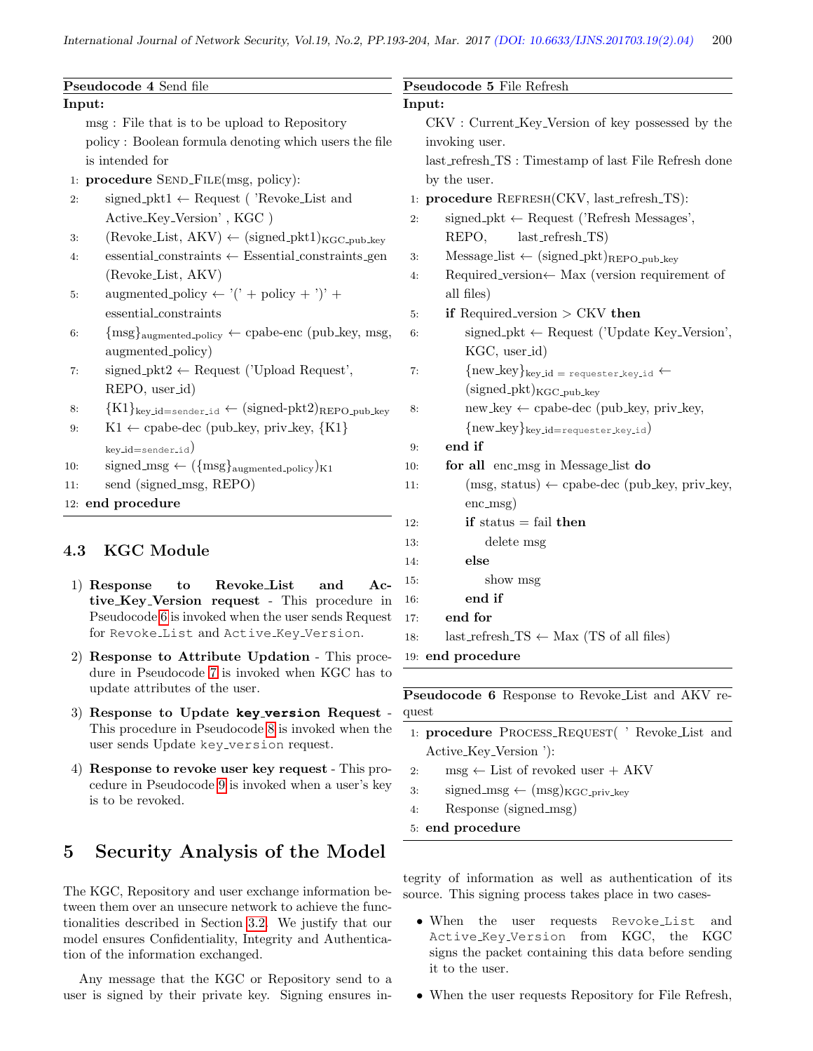**Pseudocode 4** Send file

```
Input:
    msg : File that is to be upload to Repository
    policy : Boolean formula denoting which users the file
    is intended for
 1: procedure SEND_FILE(msg, policy):
 2:     signed_pkt1 ← Request ( 'Revoke_List and
        Active_Key_Version' , KGC )
 3:     (Revoke_List, AKV) ← (signed_pkt1)_KGC_pub_key
 4:     essential_constraints ← Essential_constraints_gen
        (Revoke_List, AKV)
 5:     augmented_policy ← '(' + policy + ')' +
        essential_constraints
 6:     {msg}_augmented_policy ← cpabe-enc (pub_key, msg,
        augmented_policy)
 7:     signed_pkt2 ← Request ('Upload Request',
        REPO, user_id)
 8:     {K1}_key_id=sender_id ← (signed-pkt2)_REPO_pub_key
 9:     K1 ← cpabe-dec (pub_key, priv_key, {K1}
        key_id=sender_id)
10:     signed_msg ← ({msg}_augmented_policy)_K1
11:     send (signed_msg, REPO)
12: end procedure
```

**Pseudocode 5** File Refresh

```
Input:
    CKV : Current_Key_Version of key possessed by the
    invoking user.
    last_refresh_TS : Timestamp of last File Refresh done
    by the user.
 1: procedure REFRESH(CKV, last_refresh_TS):
 2:     signed_pkt ← Request ('Refresh Messages',
        REPO,     last_refresh_TS)
 3:     Message_list ← (signed_pkt)_REPO_pub_key
 4:     Required_version← Max (version requirement of
        all files)
 5:     if Required_version > CKV then
 6:         signed_pkt ← Request ('Update Key_Version',
            KGC, user_id)
 7:         {new_key}_key_id = requester_key_id ←
            (signed_pkt)_KGC_pub_key
 8:         new_key ← cpabe-dec (pub_key, priv_key,
            {new_key}_key_id=requester_key_id)
 9:     end if
10:     for all enc_msg in Message_list do
11:         (msg, status) ← cpabe-dec (pub_key, priv_key,
            enc_msg)
12:         if status = fail then
13:             delete msg
14:         else
15:             show msg
16:         end if
17:     end for
18:     last_refresh_TS ← Max (TS of all files)
19: end procedure
```

**Pseudocode 6** Response to Revoke_List and AKV request

```
 1: procedure PROCESS_REQUEST( ' Revoke_List and
    Active_Key_Version '):
 2:     msg ← List of revoked user + AKV
 3:     signed_msg ← (msg)_KGC_priv_key
 4:     Response (signed_msg)
 5: end procedure
```

### 4.3 KGC Module

1) **Response to Revoke_List and Active_Key_Version request** - This procedure in Pseudocode 6 is invoked when the user sends Request for `Revoke_List` and `Active_Key_Version`.

2) **Response to Attribute Updation** - This procedure in Pseudocode 7 is invoked when KGC has to update attributes of the user.

3) **Response to Update `key_version` Request** - This procedure in Pseudocode 8 is invoked when the user sends Update `key_version` request.

4) **Response to revoke user key request** - This procedure in Pseudocode 9 is invoked when a user's key is to be revoked.

## 5 Security Analysis of the Model

The KGC, Repository and user exchange information between them over an unsecure network to achieve the functionalities described in Section 3.2. We justify that our model ensures Confidentiality, Integrity and Authentication of the information exchanged.

Any message that the KGC or Repository send to a user is signed by their private key. Signing ensures integrity of information as well as authentication of its source. This signing process takes place in two cases-

- When the user requests `Revoke_List` and `Active_Key_Version` from KGC, the KGC signs the packet containing this data before sending it to the user.
- When the user requests Repository for File Refresh,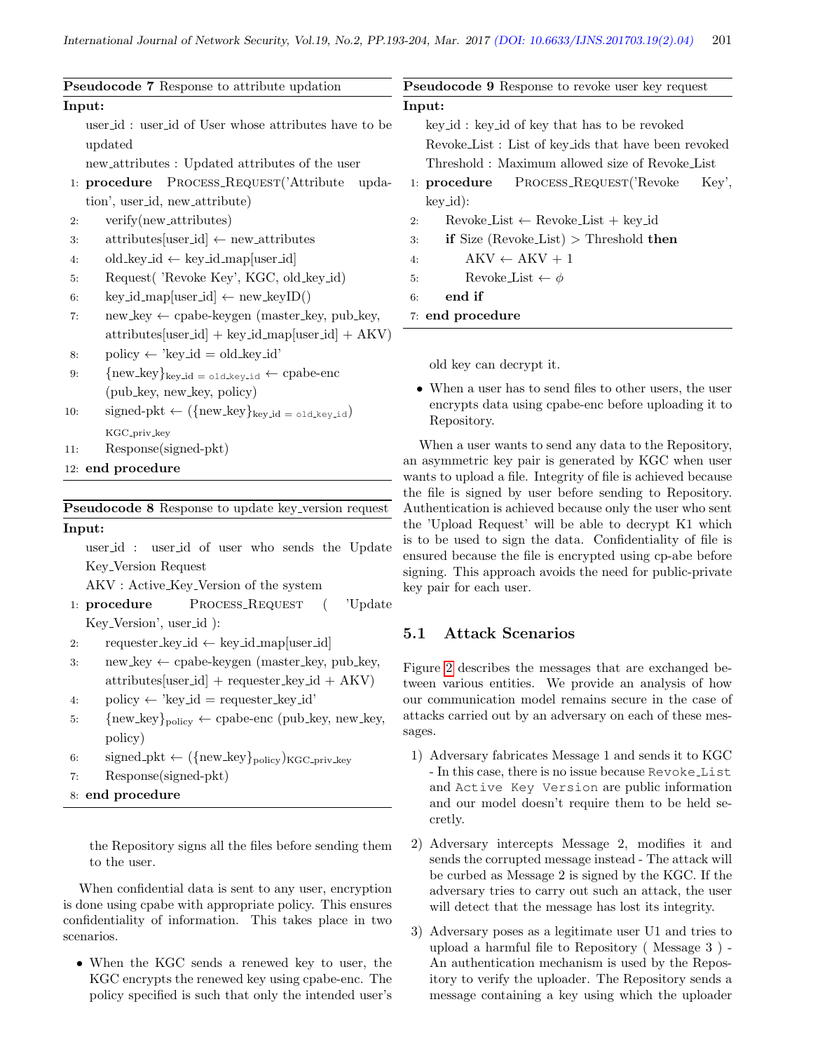**Pseudocode 7** Response to attribute updation

```
Input:
    user_id : user_id of User whose attributes have to be updated
    new_attributes : Updated attributes of the user
1: procedure PROCESS_REQUEST('Attribute updation', user_id, new_attribute)
2:     verify(new_attributes)
3:     attributes[user_id] ← new_attributes
4:     old_key_id ← key_id_map[user_id]
5:     Request( 'Revoke Key', KGC, old_key_id)
6:     key_id_map[user_id] ← new_keyID()
7:     new_key ← cpabe-keygen (master_key, pub_key, attributes[user_id] + key_id_map[user_id] + AKV)
8:     policy ← 'key_id = old_key_id'
9:     {new_key}_{key_id = old_key_id} ← cpabe-enc (pub_key, new_key, policy)
10:    signed-pkt ← ({new_key}_{key_id = old_key_id})_{KGC_priv_key}
11:    Response(signed-pkt)
12: end procedure
```

**Pseudocode 8** Response to update key_version request

```
Input:
    user_id : user_id of user who sends the Update Key_Version Request
    AKV : Active_Key_Version of the system
1: procedure PROCESS_REQUEST ( 'Update Key_Version', user_id ):
2:     requester_key_id ← key_id_map[user_id]
3:     new_key ← cpabe-keygen (master_key, pub_key, attributes[user_id] + requester_key_id + AKV)
4:     policy ← 'key_id = requester_key_id'
5:     {new_key}_{policy} ← cpabe-enc (pub_key, new_key, policy)
6:     signed_pkt ← ({new_key}_{policy})_{KGC_priv_key}
7:     Response(signed-pkt)
8: end procedure
```

the Repository signs all the files before sending them to the user.

When confidential data is sent to any user, encryption is done using cpabe with appropriate policy. This ensures confidentiality of information. This takes place in two scenarios.

- When the KGC sends a renewed key to user, the KGC encrypts the renewed key using cpabe-enc. The policy specified is such that only the intended user's old key can decrypt it.
- When a user has to send files to other users, the user encrypts data using cpabe-enc before uploading it to Repository.

**Pseudocode 9** Response to revoke user key request

```
Input:
    key_id : key_id of key that has to be revoked
    Revoke_List : List of key_ids that have been revoked
    Threshold : Maximum allowed size of Revoke_List
1: procedure PROCESS_REQUEST('Revoke Key', key_id):
2:     Revoke_List ← Revoke_List + key_id
3:     if Size (Revoke_List) > Threshold then
4:         AKV ← AKV + 1
5:         Revoke_List ← φ
6:     end if
7: end procedure
```

When a user wants to send any data to the Repository, an asymmetric key pair is generated by KGC when user wants to upload a file. Integrity of file is achieved because the file is signed by user before sending to Repository. Authentication is achieved because only the user who sent the 'Upload Request' will be able to decrypt K1 which is to be used to sign the data. Confidentiality of file is ensured because the file is encrypted using cp-abe before signing. This approach avoids the need for public-private key pair for each user.

## 5.1 Attack Scenarios

Figure 2 describes the messages that are exchanged between various entities. We provide an analysis of how our communication model remains secure in the case of attacks carried out by an adversary on each of these messages.

1) Adversary fabricates Message 1 and sends it to KGC - In this case, there is no issue because `Revoke_List` and `Active Key Version` are public information and our model doesn't require them to be held secretly.

2) Adversary intercepts Message 2, modifies it and sends the corrupted message instead - The attack will be curbed as Message 2 is signed by the KGC. If the adversary tries to carry out such an attack, the user will detect that the message has lost its integrity.

3) Adversary poses as a legitimate user U1 and tries to upload a harmful file to Repository ( Message 3 ) - An authentication mechanism is used by the Repository to verify the uploader. The Repository sends a message containing a key using which the uploader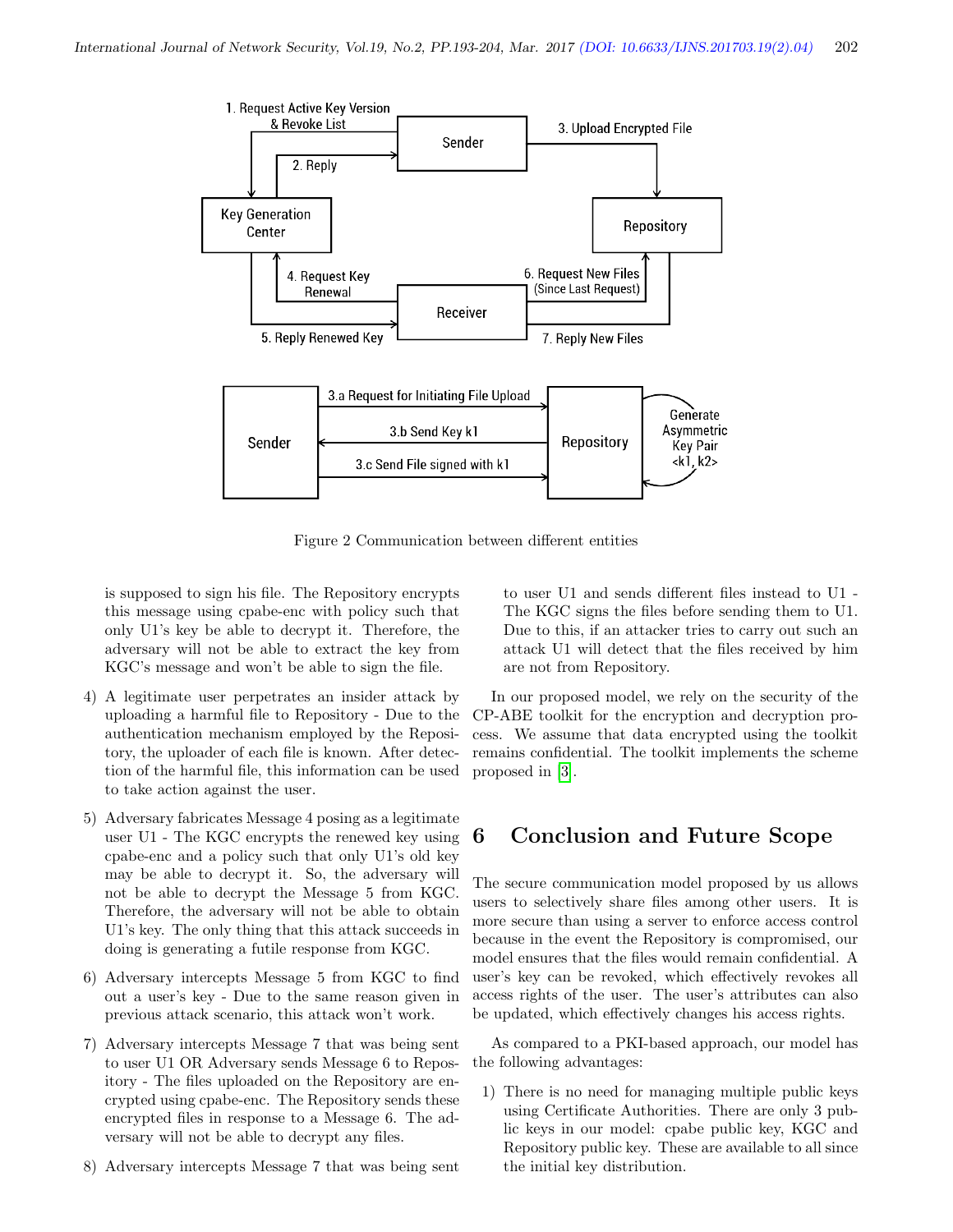Figure 2 Communication between different entities

is supposed to sign his file. The Repository encrypts this message using cpabe-enc with policy such that only U1's key be able to decrypt it. Therefore, the adversary will not be able to extract the key from KGC's message and won't be able to sign the file.

4) A legitimate user perpetrates an insider attack by uploading a harmful file to Repository - Due to the authentication mechanism employed by the Repository, the uploader of each file is known. After detection of the harmful file, this information can be used to take action against the user.

5) Adversary fabricates Message 4 posing as a legitimate user U1 - The KGC encrypts the renewed key using cpabe-enc and a policy such that only U1's old key may be able to decrypt it. So, the adversary will not be able to decrypt the Message 5 from KGC. Therefore, the adversary will not be able to obtain U1's key. The only thing that this attack succeeds in doing is generating a futile response from KGC.

6) Adversary intercepts Message 5 from KGC to find out a user's key - Due to the same reason given in previous attack scenario, this attack won't work.

7) Adversary intercepts Message 7 that was being sent to user U1 OR Adversary sends Message 6 to Repository - The files uploaded on the Repository are encrypted using cpabe-enc. The Repository sends these encrypted files in response to a Message 6. The adversary will not be able to decrypt any files.

8) Adversary intercepts Message 7 that was being sent to user U1 and sends different files instead to U1 - The KGC signs the files before sending them to U1. Due to this, if an attacker tries to carry out such an attack U1 will detect that the files received by him are not from Repository.

In our proposed model, we rely on the security of the CP-ABE toolkit for the encryption and decryption process. We assume that data encrypted using the toolkit remains confidential. The toolkit implements the scheme proposed in [3].

# 6 Conclusion and Future Scope

The secure communication model proposed by us allows users to selectively share files among other users. It is more secure than using a server to enforce access control because in the event the Repository is compromised, our model ensures that the files would remain confidential. A user's key can be revoked, which effectively revokes all access rights of the user. The user's attributes can also be updated, which effectively changes his access rights.

As compared to a PKI-based approach, our model has the following advantages:

1) There is no need for managing multiple public keys using Certificate Authorities. There are only 3 public keys in our model: cpabe public key, KGC and Repository public key. These are available to all since the initial key distribution.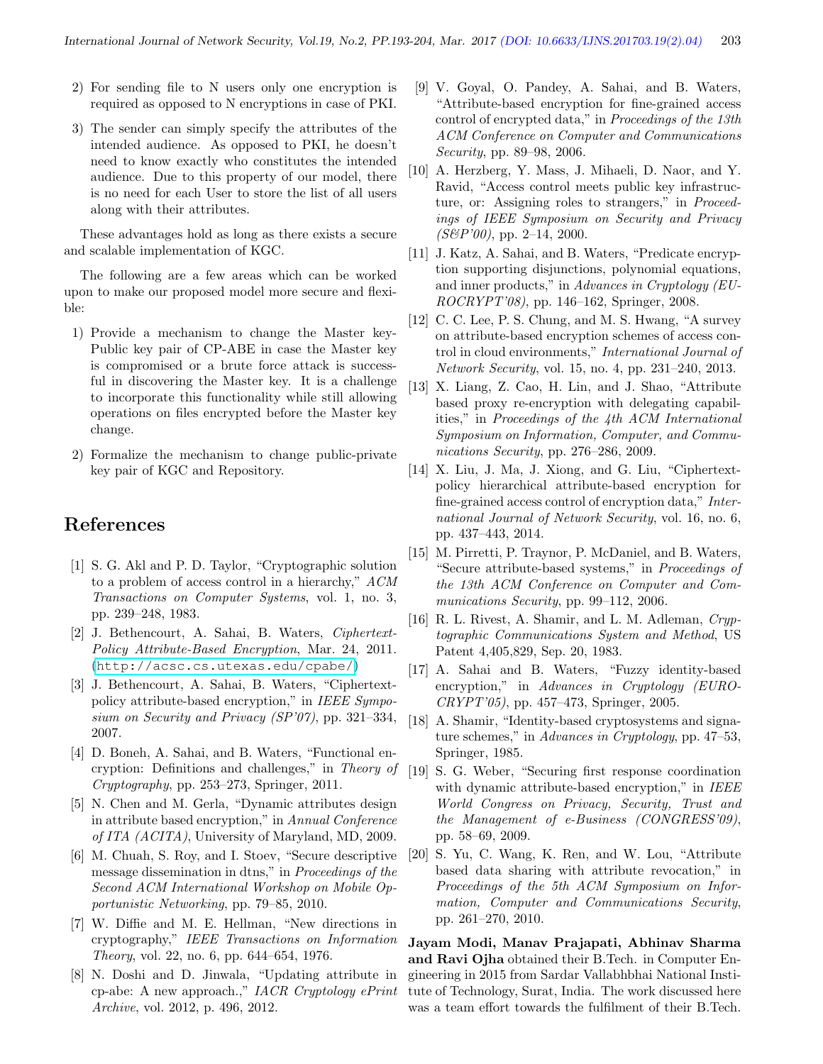2) For sending file to N users only one encryption is required as opposed to N encryptions in case of PKI.

3) The sender can simply specify the attributes of the intended audience. As opposed to PKI, he doesn't need to know exactly who constitutes the intended audience. Due to this property of our model, there is no need for each User to store the list of all users along with their attributes.

These advantages hold as long as there exists a secure and scalable implementation of KGC.

The following are a few areas which can be worked upon to make our proposed model more secure and flexible:

1) Provide a mechanism to change the Master key-Public key pair of CP-ABE in case the Master key is compromised or a brute force attack is successful in discovering the Master key. It is a challenge to incorporate this functionality while still allowing operations on files encrypted before the Master key change.

2) Formalize the mechanism to change public-private key pair of KGC and Repository.

# References

[1] S. G. Akl and P. D. Taylor, "Cryptographic solution to a problem of access control in a hierarchy," *ACM Transactions on Computer Systems*, vol. 1, no. 3, pp. 239–248, 1983.

[2] J. Bethencourt, A. Sahai, B. Waters, *Ciphertext-Policy Attribute-Based Encryption*, Mar. 24, 2011. (http://acsc.cs.utexas.edu/cpabe/)

[3] J. Bethencourt, A. Sahai, B. Waters, "Ciphertext-policy attribute-based encryption," in *IEEE Symposium on Security and Privacy (SP'07)*, pp. 321–334, 2007.

[4] D. Boneh, A. Sahai, and B. Waters, "Functional encryption: Definitions and challenges," in *Theory of Cryptography*, pp. 253–273, Springer, 2011.

[5] N. Chen and M. Gerla, "Dynamic attributes design in attribute based encryption," in *Annual Conference of ITA (ACITA)*, University of Maryland, MD, 2009.

[6] M. Chuah, S. Roy, and I. Stoev, "Secure descriptive message dissemination in dtns," in *Proceedings of the Second ACM International Workshop on Mobile Opportunistic Networking*, pp. 79–85, 2010.

[7] W. Diffie and M. E. Hellman, "New directions in cryptography," *IEEE Transactions on Information Theory*, vol. 22, no. 6, pp. 644–654, 1976.

[8] N. Doshi and D. Jinwala, "Updating attribute in cp-abe: A new approach.," *IACR Cryptology ePrint Archive*, vol. 2012, p. 496, 2012.

[9] V. Goyal, O. Pandey, A. Sahai, and B. Waters, "Attribute-based encryption for fine-grained access control of encrypted data," in *Proceedings of the 13th ACM Conference on Computer and Communications Security*, pp. 89–98, 2006.

[10] A. Herzberg, Y. Mass, J. Mihaeli, D. Naor, and Y. Ravid, "Access control meets public key infrastructure, or: Assigning roles to strangers," in *Proceedings of IEEE Symposium on Security and Privacy (S&P'00)*, pp. 2–14, 2000.

[11] J. Katz, A. Sahai, and B. Waters, "Predicate encryption supporting disjunctions, polynomial equations, and inner products," in *Advances in Cryptology (EUROCRYPT'08)*, pp. 146–162, Springer, 2008.

[12] C. C. Lee, P. S. Chung, and M. S. Hwang, "A survey on attribute-based encryption schemes of access control in cloud environments," *International Journal of Network Security*, vol. 15, no. 4, pp. 231–240, 2013.

[13] X. Liang, Z. Cao, H. Lin, and J. Shao, "Attribute based proxy re-encryption with delegating capabilities," in *Proceedings of the 4th ACM International Symposium on Information, Computer, and Communications Security*, pp. 276–286, 2009.

[14] X. Liu, J. Ma, J. Xiong, and G. Liu, "Ciphertext-policy hierarchical attribute-based encryption for fine-grained access control of encryption data," *International Journal of Network Security*, vol. 16, no. 6, pp. 437–443, 2014.

[15] M. Pirretti, P. Traynor, P. McDaniel, and B. Waters, "Secure attribute-based systems," in *Proceedings of the 13th ACM Conference on Computer and Communications Security*, pp. 99–112, 2006.

[16] R. L. Rivest, A. Shamir, and L. M. Adleman, *Cryptographic Communications System and Method*, US Patent 4,405,829, Sep. 20, 1983.

[17] A. Sahai and B. Waters, "Fuzzy identity-based encryption," in *Advances in Cryptology (EUROCRYPT'05)*, pp. 457–473, Springer, 2005.

[18] A. Shamir, "Identity-based cryptosystems and signature schemes," in *Advances in Cryptology*, pp. 47–53, Springer, 1985.

[19] S. G. Weber, "Securing first response coordination with dynamic attribute-based encryption," in *IEEE World Congress on Privacy, Security, Trust and the Management of e-Business (CONGRESS'09)*, pp. 58–69, 2009.

[20] S. Yu, C. Wang, K. Ren, and W. Lou, "Attribute based data sharing with attribute revocation," in *Proceedings of the 5th ACM Symposium on Information, Computer and Communications Security*, pp. 261–270, 2010.

**Jayam Modi, Manav Prajapati, Abhinav Sharma and Ravi Ojha** obtained their B.Tech. in Computer Engineering in 2015 from Sardar Vallabhbhai National Institute of Technology, Surat, India. The work discussed here was a team effort towards the fulfilment of their B.Tech.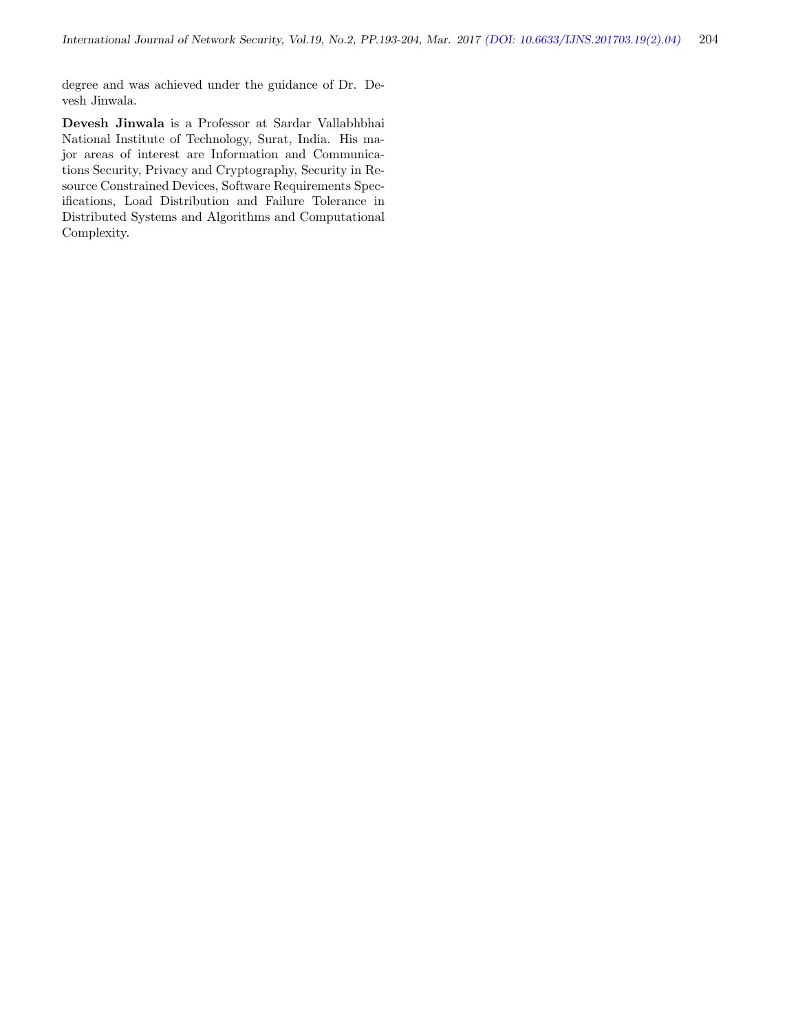degree and was achieved under the guidance of Dr. Devesh Jinwala.

**Devesh Jinwala** is a Professor at Sardar Vallabhbhai National Institute of Technology, Surat, India. His major areas of interest are Information and Communications Security, Privacy and Cryptography, Security in Resource Constrained Devices, Software Requirements Specifications, Load Distribution and Failure Tolerance in Distributed Systems and Algorithms and Computational Complexity.